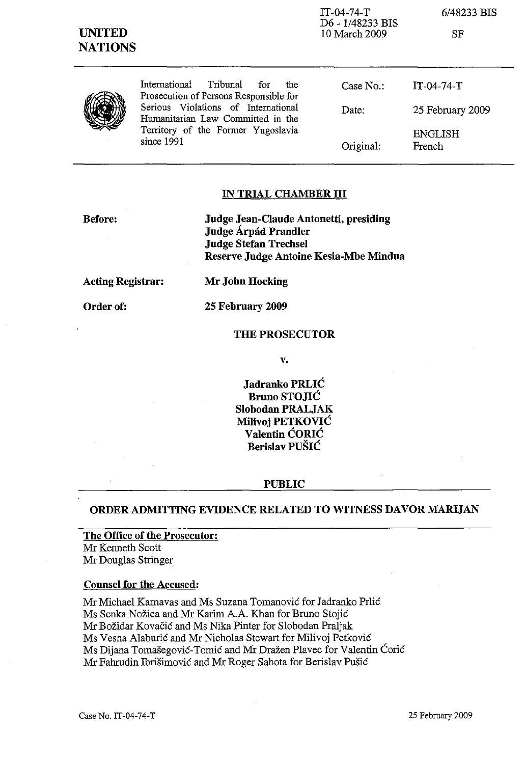IT-04-74-T
D6 - 1/48233 BIS
10 March 2009

6/48233 BIS

SF

**UNITED NATIONS**

International Tribunal for the Prosecution of Persons Responsible for Serious Violations of International Humanitarian Law Committed in the Territory of the Former Yugoslavia since 1991

| | |
|---|---|
| Case No.: | IT-04-74-T |
| Date: | 25 February 2009 |
| | ENGLISH |
| Original: | French |

## IN TRIAL CHAMBER III

**Before:**

**Judge Jean-Claude Antonetti, presiding**
**Judge Árpád Prandler**
**Judge Stefan Trechsel**
**Reserve Judge Antoine Kesia-Mbe Mindua**

**Acting Registrar:** **Mr John Hocking**

**Order of:** **25 February 2009**

**THE PROSECUTOR**

**v.**

**Jadranko PRLIĆ**
**Bruno STOJIĆ**
**Slobodan PRALJAK**
**Milivoj PETKOVIĆ**
**Valentin ĆORIĆ**
**Berislav PUŠIĆ**

**PUBLIC**

## ORDER ADMITTING EVIDENCE RELATED TO WITNESS DAVOR MARIJAN

**The Office of the Prosecutor:**
Mr Kenneth Scott
Mr Douglas Stringer

**Counsel for the Accused:**

Mr Michael Karnavas and Ms Suzana Tomanović for Jadranko Prlić
Ms Senka Nožica and Mr Karim A.A. Khan for Bruno Stojić
Mr Božidar Kovačić and Ms Nika Pinter for Slobodan Praljak
Ms Vesna Alaburić and Mr Nicholas Stewart for Milivoj Petković
Ms Dijana Tomašegović-Tomić and Mr Dražen Plavec for Valentin Ćorić
Mr Fahrudin Ibrišimović and Mr Roger Sahota for Berislav Pušić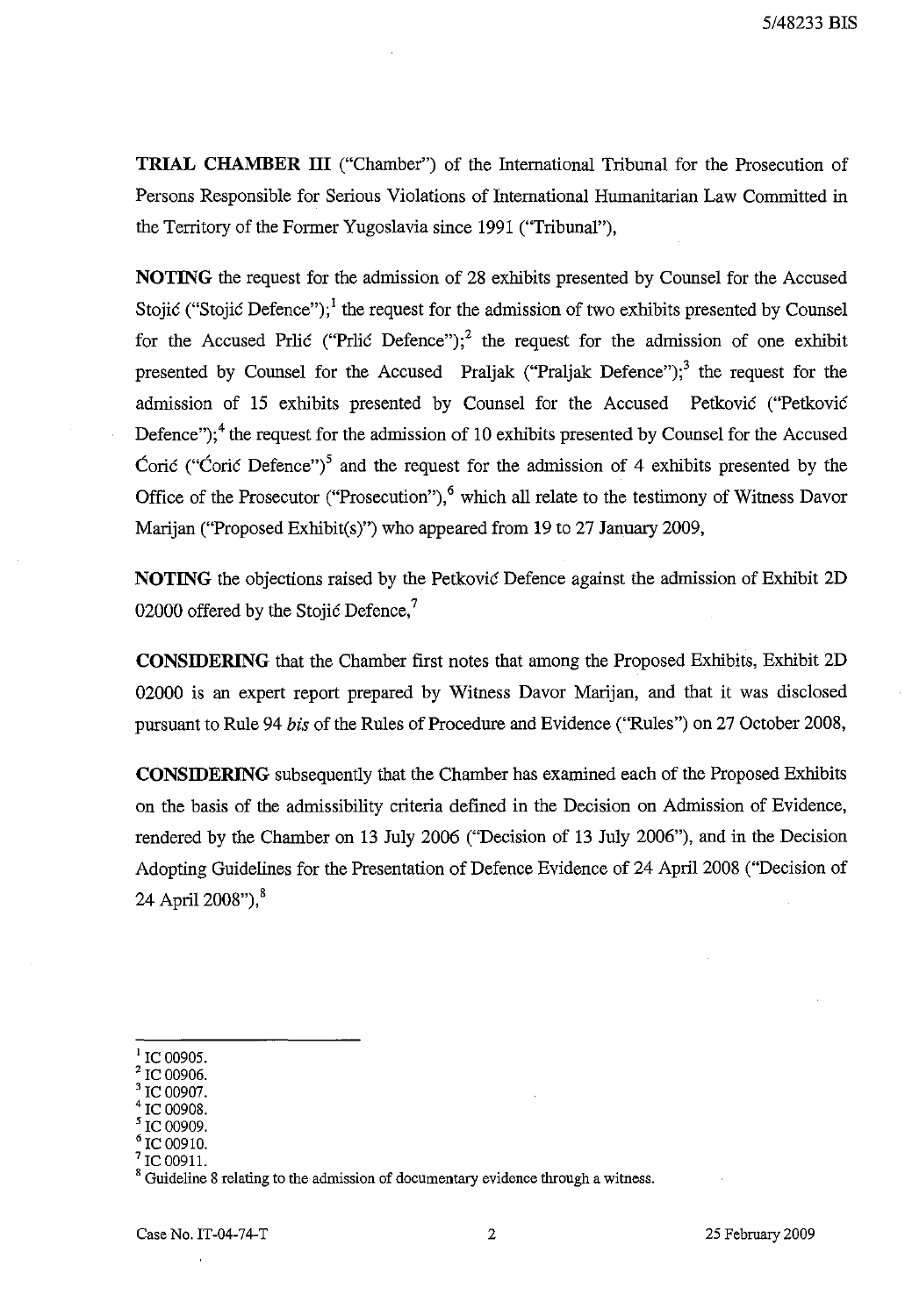**TRIAL CHAMBER III** ("Chamber") of the International Tribunal for the Prosecution of Persons Responsible for Serious Violations of International Humanitarian Law Committed in the Territory of the Former Yugoslavia since 1991 ("Tribunal"),

**NOTING** the request for the admission of 28 exhibits presented by Counsel for the Accused Stojić ("Stojić Defence");[1] the request for the admission of two exhibits presented by Counsel for the Accused Prlić ("Prlić Defence");[2] the request for the admission of one exhibit presented by Counsel for the Accused Praljak ("Praljak Defence");[3] the request for the admission of 15 exhibits presented by Counsel for the Accused Petković ("Petković Defence");[4] the request for the admission of 10 exhibits presented by Counsel for the Accused Ćorić ("Ćorić Defence")[5] and the request for the admission of 4 exhibits presented by the Office of the Prosecutor ("Prosecution"),[6] which all relate to the testimony of Witness Davor Marijan ("Proposed Exhibit(s)") who appeared from 19 to 27 January 2009,

**NOTING** the objections raised by the Petković Defence against the admission of Exhibit 2D 02000 offered by the Stojić Defence,[7]

**CONSIDERING** that the Chamber first notes that among the Proposed Exhibits, Exhibit 2D 02000 is an expert report prepared by Witness Davor Marijan, and that it was disclosed pursuant to Rule 94 *bis* of the Rules of Procedure and Evidence ("Rules") on 27 October 2008,

**CONSIDERING** subsequently that the Chamber has examined each of the Proposed Exhibits on the basis of the admissibility criteria defined in the Decision on Admission of Evidence, rendered by the Chamber on 13 July 2006 ("Decision of 13 July 2006"), and in the Decision Adopting Guidelines for the Presentation of Defence Evidence of 24 April 2008 ("Decision of 24 April 2008"),[8]

---

[1] IC 00905.
[2] IC 00906.
[3] IC 00907.
[4] IC 00908.
[5] IC 00909.
[6] IC 00910.
[7] IC 00911.
[8] Guideline 8 relating to the admission of documentary evidence through a witness.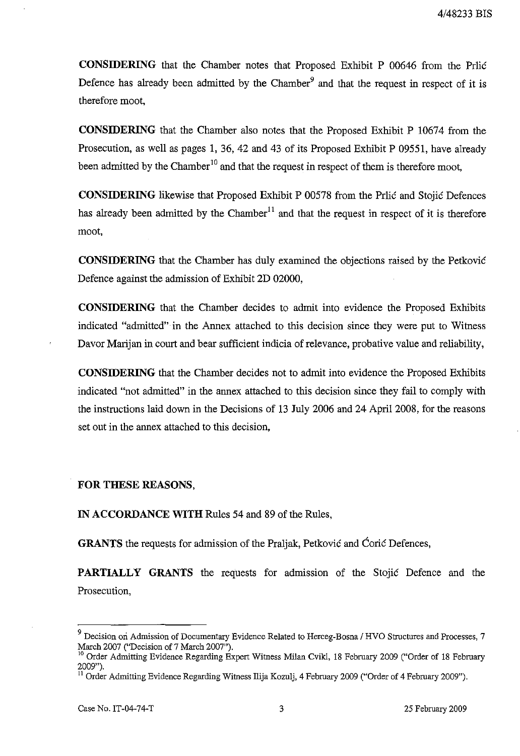**CONSIDERING** that the Chamber notes that Proposed Exhibit P 00646 from the Prlić Defence has already been admitted by the Chamber[9] and that the request in respect of it is therefore moot,

**CONSIDERING** that the Chamber also notes that the Proposed Exhibit P 10674 from the Prosecution, as well as pages 1, 36, 42 and 43 of its Proposed Exhibit P 09551, have already been admitted by the Chamber[10] and that the request in respect of them is therefore moot,

**CONSIDERING** likewise that Proposed Exhibit P 00578 from the Prlić and Stojić Defences has already been admitted by the Chamber[11] and that the request in respect of it is therefore moot,

**CONSIDERING** that the Chamber has duly examined the objections raised by the Petković Defence against the admission of Exhibit 2D 02000,

**CONSIDERING** that the Chamber decides to admit into evidence the Proposed Exhibits indicated "admitted" in the Annex attached to this decision since they were put to Witness Davor Marijan in court and bear sufficient indicia of relevance, probative value and reliability,

**CONSIDERING** that the Chamber decides not to admit into evidence the Proposed Exhibits indicated "not admitted" in the annex attached to this decision since they fail to comply with the instructions laid down in the Decisions of 13 July 2006 and 24 April 2008, for the reasons set out in the annex attached to this decision,

**FOR THESE REASONS,**

**IN ACCORDANCE WITH** Rules 54 and 89 of the Rules,

**GRANTS** the requests for admission of the Praljak, Petković and Ćorić Defences,

**PARTIALLY GRANTS** the requests for admission of the Stojić Defence and the Prosecution,

---

[9] Decision on Admission of Documentary Evidence Related to Herceg-Bosna / HVO Structures and Processes, 7 March 2007 ("Decision of 7 March 2007").

[10] Order Admitting Evidence Regarding Expert Witness Milan Cvikl, 18 February 2009 ("Order of 18 February 2009").

[11] Order Admitting Evidence Regarding Witness Ilija Kozulj, 4 February 2009 ("Order of 4 February 2009").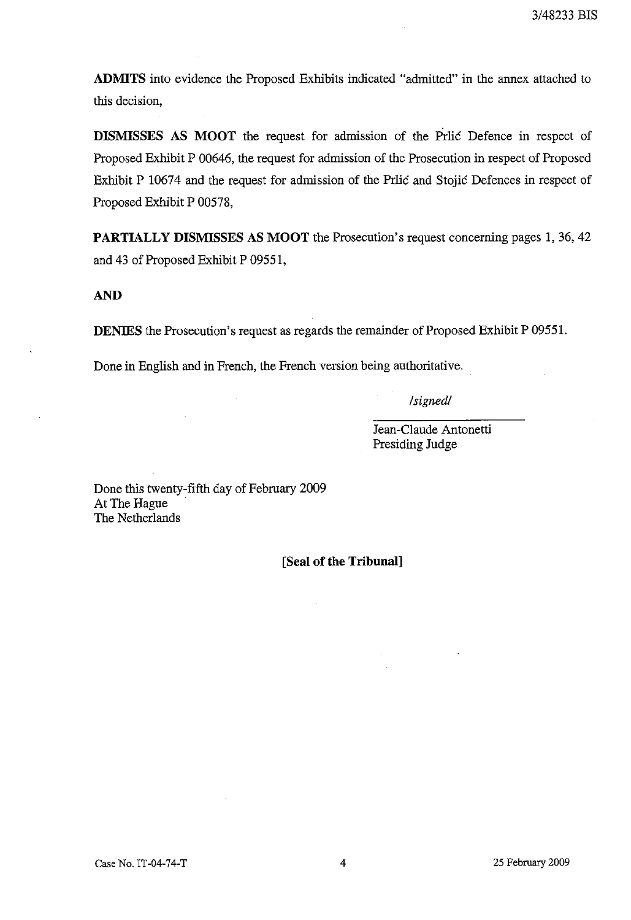**ADMITS** into evidence the Proposed Exhibits indicated "admitted" in the annex attached to this decision,

**DISMISSES AS MOOT** the request for admission of the Prlić Defence in respect of Proposed Exhibit P 00646, the request for admission of the Prosecution in respect of Proposed Exhibit P 10674 and the request for admission of the Prlić and Stojić Defences in respect of Proposed Exhibit P 00578,

**PARTIALLY DISMISSES AS MOOT** the Prosecution's request concerning pages 1, 36, 42 and 43 of Proposed Exhibit P 09551,

**AND**

**DENIES** the Prosecution's request as regards the remainder of Proposed Exhibit P 09551.

Done in English and in French, the French version being authoritative.

*/signed/*

Jean-Claude Antonetti
Presiding Judge

Done this twenty-fifth day of February 2009
At The Hague
The Netherlands

**[Seal of the Tribunal]**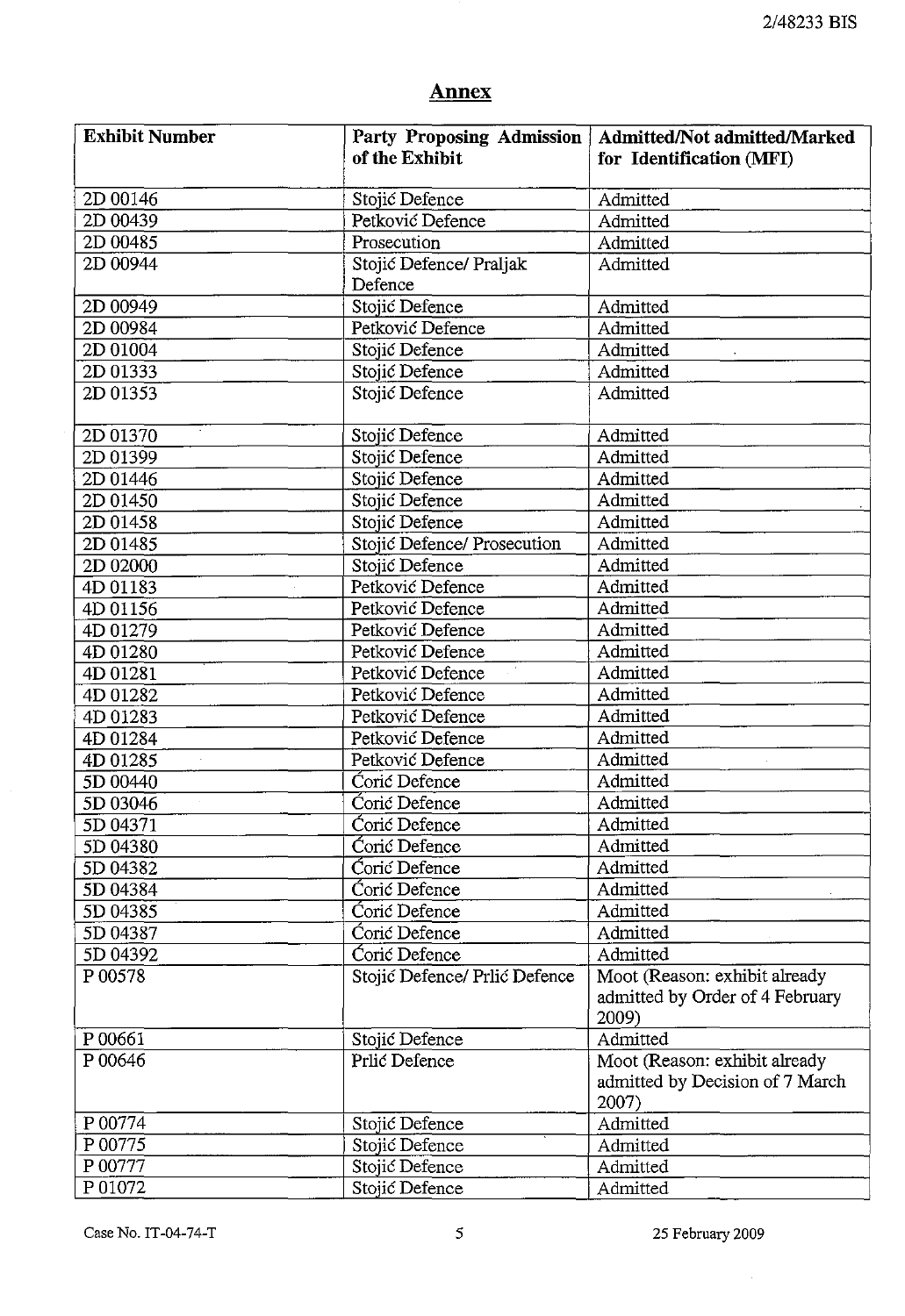# Annex

| Exhibit Number | Party Proposing Admission of the Exhibit | Admitted/Not admitted/Marked for Identification (MFI) |
|---|---|---|
| 2D 00146 | Stojić Defence | Admitted |
| 2D 00439 | Petković Defence | Admitted |
| 2D 00485 | Prosecution | Admitted |
| 2D 00944 | Stojić Defence/ Praljak Defence | Admitted |
| 2D 00949 | Stojić Defence | Admitted |
| 2D 00984 | Petković Defence | Admitted |
| 2D 01004 | Stojić Defence | Admitted |
| 2D 01333 | Stojić Defence | Admitted |
| 2D 01353 | Stojić Defence | Admitted |
| 2D 01370 | Stojić Defence | Admitted |
| 2D 01399 | Stojić Defence | Admitted |
| 2D 01446 | Stojić Defence | Admitted |
| 2D 01450 | Stojić Defence | Admitted |
| 2D 01458 | Stojić Defence | Admitted |
| 2D 01485 | Stojić Defence/ Prosecution | Admitted |
| 2D 02000 | Stojić Defence | Admitted |
| 4D 01183 | Petković Defence | Admitted |
| 4D 01156 | Petković Defence | Admitted |
| 4D 01279 | Petković Defence | Admitted |
| 4D 01280 | Petković Defence | Admitted |
| 4D 01281 | Petković Defence | Admitted |
| 4D 01282 | Petković Defence | Admitted |
| 4D 01283 | Petković Defence | Admitted |
| 4D 01284 | Petković Defence | Admitted |
| 4D 01285 | Petković Defence | Admitted |
| 5D 00440 | Ćorić Defence | Admitted |
| 5D 03046 | Ćorić Defence | Admitted |
| 5D 04371 | Ćorić Defence | Admitted |
| 5D 04380 | Ćorić Defence | Admitted |
| 5D 04382 | Ćorić Defence | Admitted |
| 5D 04384 | Ćorić Defence | Admitted |
| 5D 04385 | Ćorić Defence | Admitted |
| 5D 04387 | Ćorić Defence | Admitted |
| 5D 04392 | Ćorić Defence | Admitted |
| P 00578 | Stojić Defence/ Prlić Defence | Moot (Reason: exhibit already admitted by Order of 4 February 2009) |
| P 00661 | Stojić Defence | Admitted |
| P 00646 | Prlić Defence | Moot (Reason: exhibit already admitted by Decision of 7 March 2007) |
| P 00774 | Stojić Defence | Admitted |
| P 00775 | Stojić Defence | Admitted |
| P 00777 | Stojić Defence | Admitted |
| P 01072 | Stojić Defence | Admitted |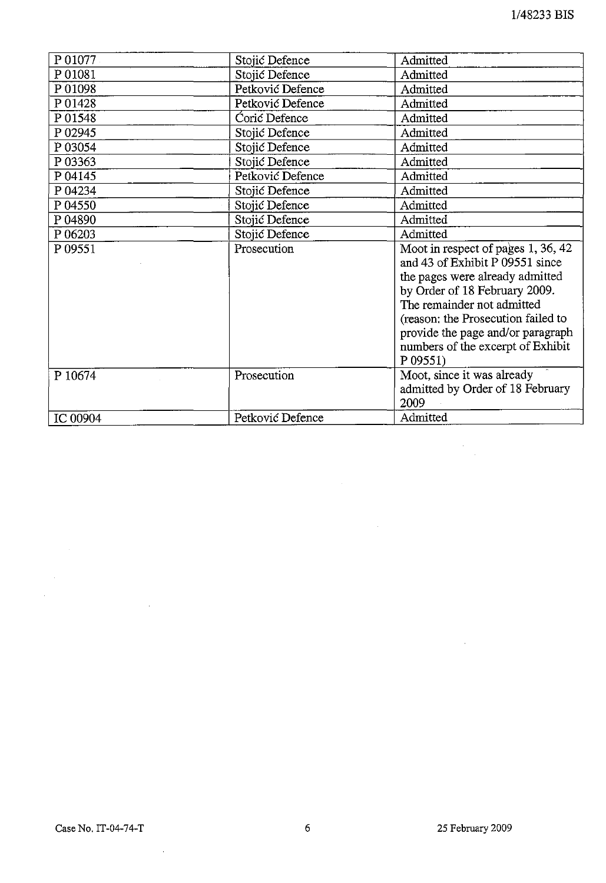| | | |
|---|---|---|
| P 01077 | Stojić Defence | Admitted |
| P 01081 | Stojić Defence | Admitted |
| P 01098 | Petković Defence | Admitted |
| P 01428 | Petković Defence | Admitted |
| P 01548 | Ćorić Defence | Admitted |
| P 02945 | Stojić Defence | Admitted |
| P 03054 | Stojić Defence | Admitted |
| P 03363 | Stojić Defence | Admitted |
| P 04145 | Petković Defence | Admitted |
| P 04234 | Stojić Defence | Admitted |
| P 04550 | Stojić Defence | Admitted |
| P 04890 | Stojić Defence | Admitted |
| P 06203 | Stojić Defence | Admitted |
| P 09551 | Prosecution | Moot in respect of pages 1, 36, 42 and 43 of Exhibit P 09551 since the pages were already admitted by Order of 18 February 2009. The remainder not admitted (reason: the Prosecution failed to provide the page and/or paragraph numbers of the excerpt of Exhibit P 09551) |
| P 10674 | Prosecution | Moot, since it was already admitted by Order of 18 February 2009 |
| IC 00904 | Petković Defence | Admitted |